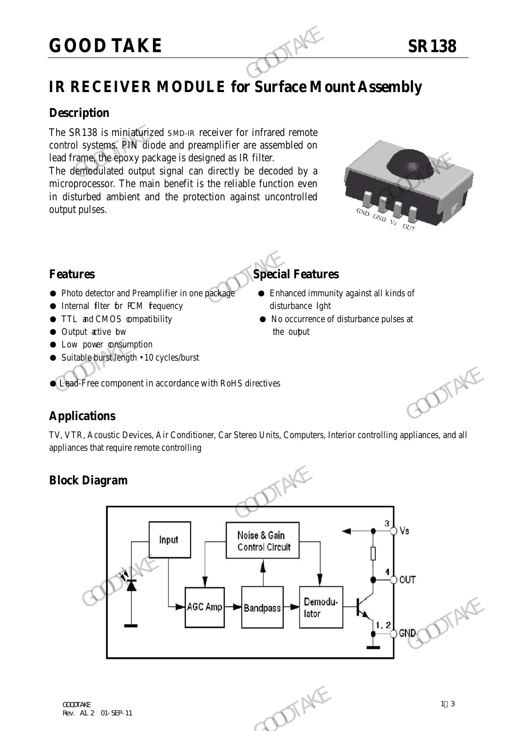# GOOD TAKE SR138

## IR RECEIVER MODULE for Surface Mount Assembly

### Description

The SR138 is miniaturized SMD-IR receiver for infrared remote control systems. PIN diode and preamplifier are assembled on lead frame, the epoxy package is designed as IR filter.
The demodulated output signal can directly be decoded by a microprocessor. The main benefit is the reliable function even in disturbed ambient and the protection against uncontrolled output pulses.

### Features

- Photo detector and Preamplifier in one package
- Internal filter for PCM frequency
- TTL and CMOS compatibility
- Output active low
- Low power consumption
- Suitable burst length • 10 cycles/burst
- Lead-Free component in accordance with RoHS directives

### Special Features

- Enhanced immunity against all kinds of disturbance light
- No occurrence of disturbance pulses at the output

### Applications

TV, VTR, Acoustic Devices, Air Conditioner, Car Stereo Units, Computers, Interior controlling appliances, and all appliances that require remote controlling

### Block Diagram

Input, Noise & Gain Control Circuit, AGC Amp, Bandpass, Demodulator, 3 Vs, 4 OUT, 1, 2 GND

Rev. A1.2 01-SEP-11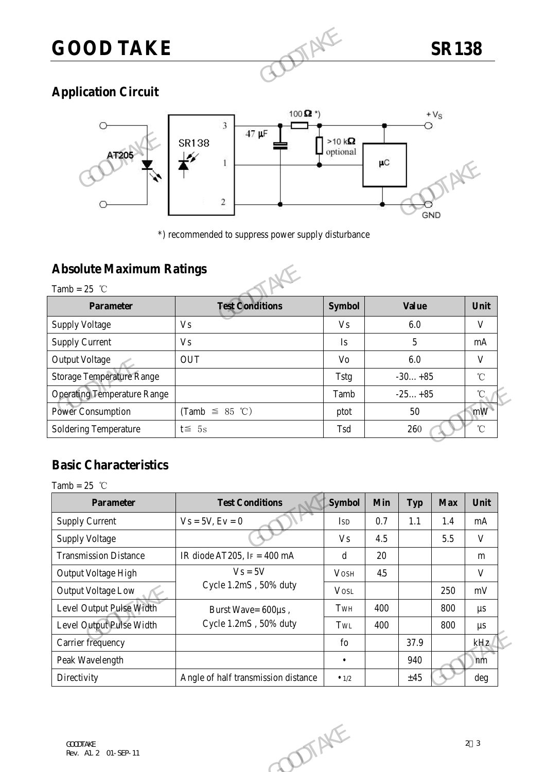## Application Circuit

*) recommended to suppress power supply disturbance

## Absolute Maximum Ratings

Tamb = 25 ℃

| Parameter | Test Conditions | Symbol | Value | Unit |
|---|---|---|---|---|
| Supply Voltage | Vs | Vs | 6.0 | V |
| Supply Current | Vs | Is | 5 | mA |
| Output Voltage | OUT | Vo | 6.0 | V |
| Storage Temperature Range | | Tstg | -30… +85 | ℃ |
| Operating Temperature Range | | Tamb | -25… +85 | ℃ |
| Power Consumption | (Tamb ≦ 85 ℃) | ptot | 50 | mW |
| Soldering Temperature | t≦ 5s | Tsd | 260 | ℃ |

## Basic Characteristics

Tamb = 25 ℃

| Parameter | Test Conditions | Symbol | Min | Typ | Max | Unit |
|---|---|---|---|---|---|---|
| Supply Current | Vs = 5V, Ev = 0 | $I_{SD}$ | 0.7 | 1.1 | 1.4 | mA |
| Supply Voltage | | Vs | 4.5 | | 5.5 | V |
| Transmission Distance | IR diode AT205, $I_F$ = 400 mA | d | 20 | | | m |
| Output Voltage High | Vs = 5V Cycle 1.2mS , 50% duty | $V_{OSH}$ | 4.5 | | | V |
| Output Voltage Low | | $V_{OSL}$ | | | 250 | mV |
| Level Output Pulse Width | Burst Wave= 600μs , Cycle 1.2mS , 50% duty | $T_{WH}$ | 400 | | 800 | μs |
| Level Output Pulse Width | | $T_{WL}$ | 400 | | 800 | μs |
| Carrier frequency | | fo | | 37.9 | | kHz |
| Peak Wavelength | | • | | 940 | | nm |
| Directivity | Angle of half transmission distance | $•_{1/2}$ | | ±45 | | deg |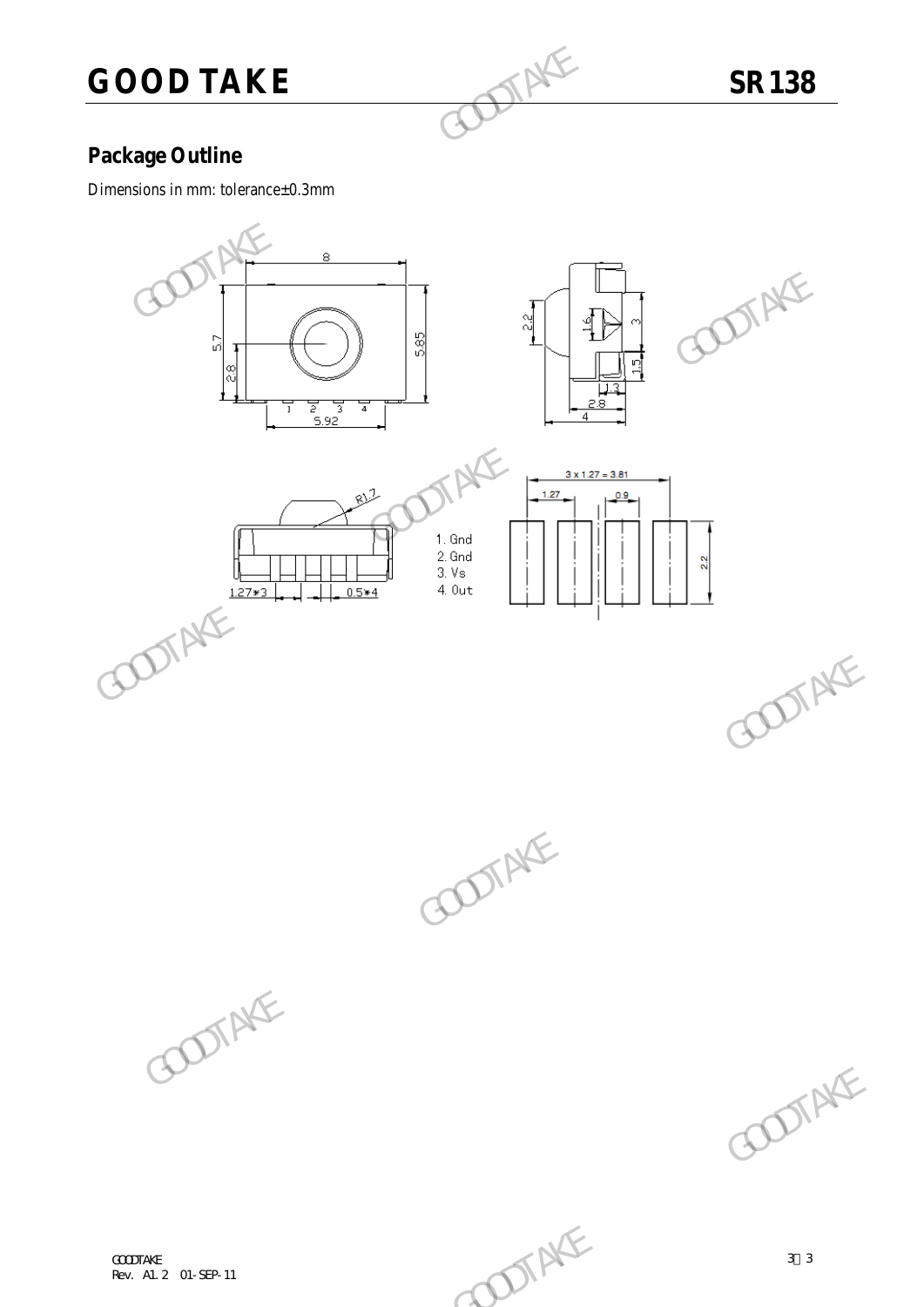## Package Outline

Dimensions in mm: tolerance±0.3mm

8

5.7

2.8

5.85

1 2 3 4

5.92

2.2

1.6

3

1.5

1.3

2.8

4

R1.7

1.27*3

0.5*4

1. Gnd
2. Gnd
3. Vs
4. Out

3 x 1.27 = 3.81

1.27

0.9

2.2